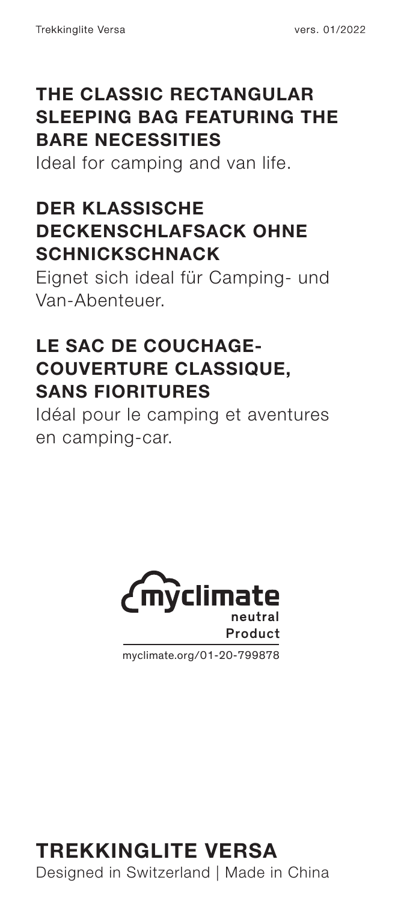## THE CLASSIC RECTANGULAR SLEEPING BAG FEATURING THE BARE NECESSITIES

Ideal for camping and van life.

## DER KLASSISCHE DECKENSCHLAFSACK OHNE SCHNICKSCHNACK

Eignet sich ideal für Camping- und Van-Abenteuer.

## LE SAC DE COUCHAGE-COUVERTURE CLASSIQUE, SANS FIORITURES

Idéal pour le camping et aventures en camping-car.

myclimate neutral Product

myclimate.org/01-20-799878

# TREKKINGLITE VERSA

Designed in Switzerland | Made in China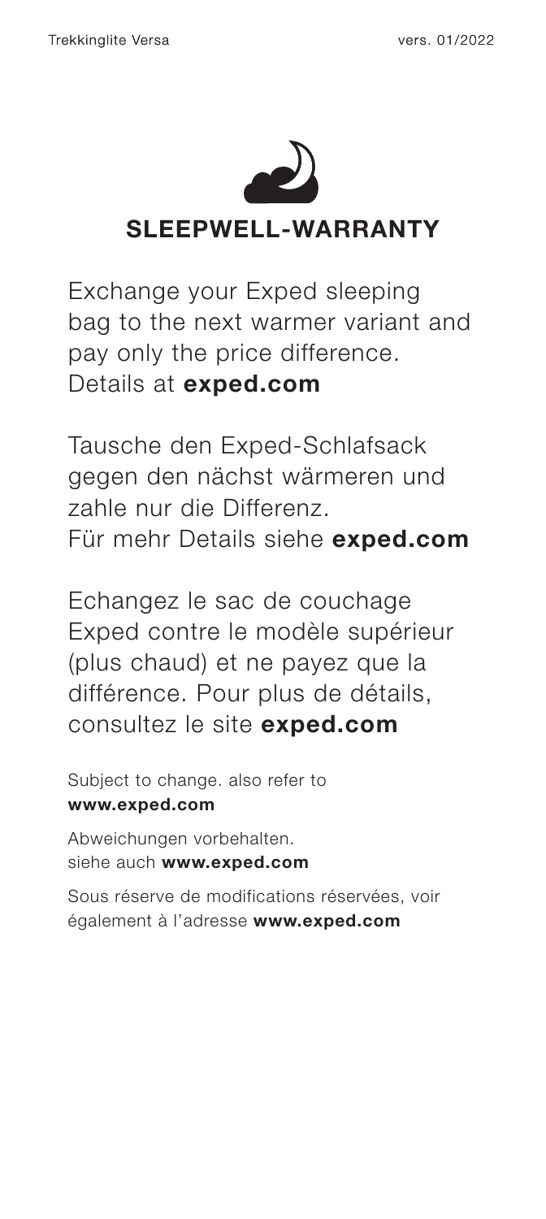# SLEEPWELL-WARRANTY

Exchange your Exped sleeping bag to the next warmer variant and pay only the price difference. Details at **exped.com**

Tausche den Exped-Schlafsack gegen den nächst wärmeren und zahle nur die Differenz. Für mehr Details siehe **exped.com**

Echangez le sac de couchage Exped contre le modèle supérieur (plus chaud) et ne payez que la différence. Pour plus de détails, consultez le site **exped.com**

Subject to change. also refer to **www.exped.com**

Abweichungen vorbehalten. siehe auch **www.exped.com**

Sous réserve de modifications réservées, voir également à l'adresse **www.exped.com**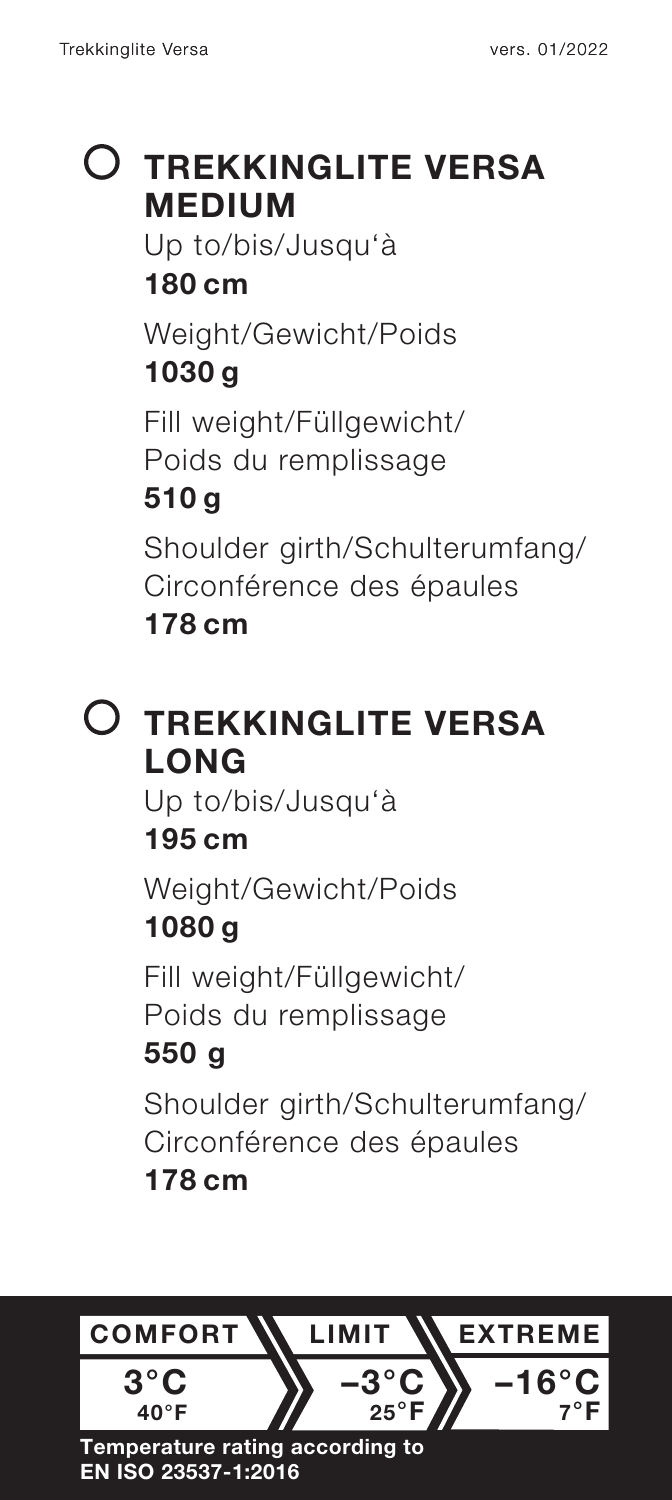## ○ TREKKINGLITE VERSA MEDIUM

Up to/bis/Jusqu'à
**180 cm**

Weight/Gewicht/Poids
**1030 g**

Fill weight/Füllgewicht/
Poids du remplissage
**510 g**

Shoulder girth/Schulterumfang/
Circonférence des épaules
**178 cm**

## ○ TREKKINGLITE VERSA LONG

Up to/bis/Jusqu'à
**195 cm**

Weight/Gewicht/Poids
**1080 g**

Fill weight/Füllgewicht/
Poids du remplissage
**550 g**

Shoulder girth/Schulterumfang/
Circonférence des épaules
**178 cm**

| COMFORT | LIMIT | EXTREME |
|---|---|---|
| 3°C / 40°F | –3°C / 25°F | –16°C / 7°F |

**Temperature rating according to EN ISO 23537-1:2016**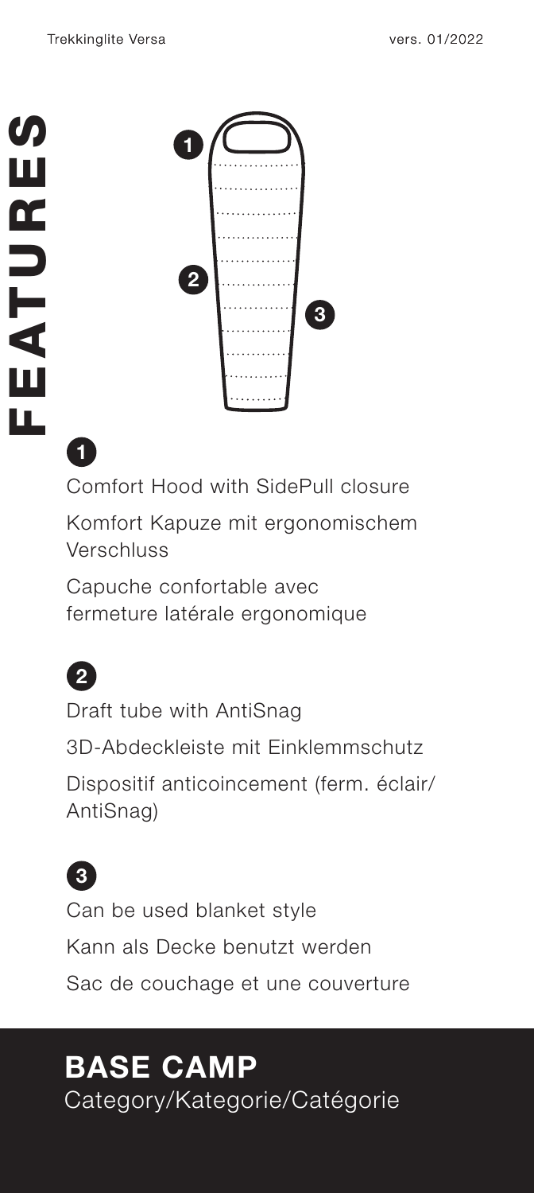# FEATURES

**1**

Comfort Hood with SidePull closure

Komfort Kapuze mit ergonomischem Verschluss

Capuche confortable avec fermeture latérale ergonomique

**2**

Draft tube with AntiSnag

3D-Abdeckleiste mit Einklemmschutz

Dispositif anticoincement (ferm. éclair/ AntiSnag)

**3**

Can be used blanket style

Kann als Decke benutzt werden

Sac de couchage et une couverture

## BASE CAMP

Category/Kategorie/Catégorie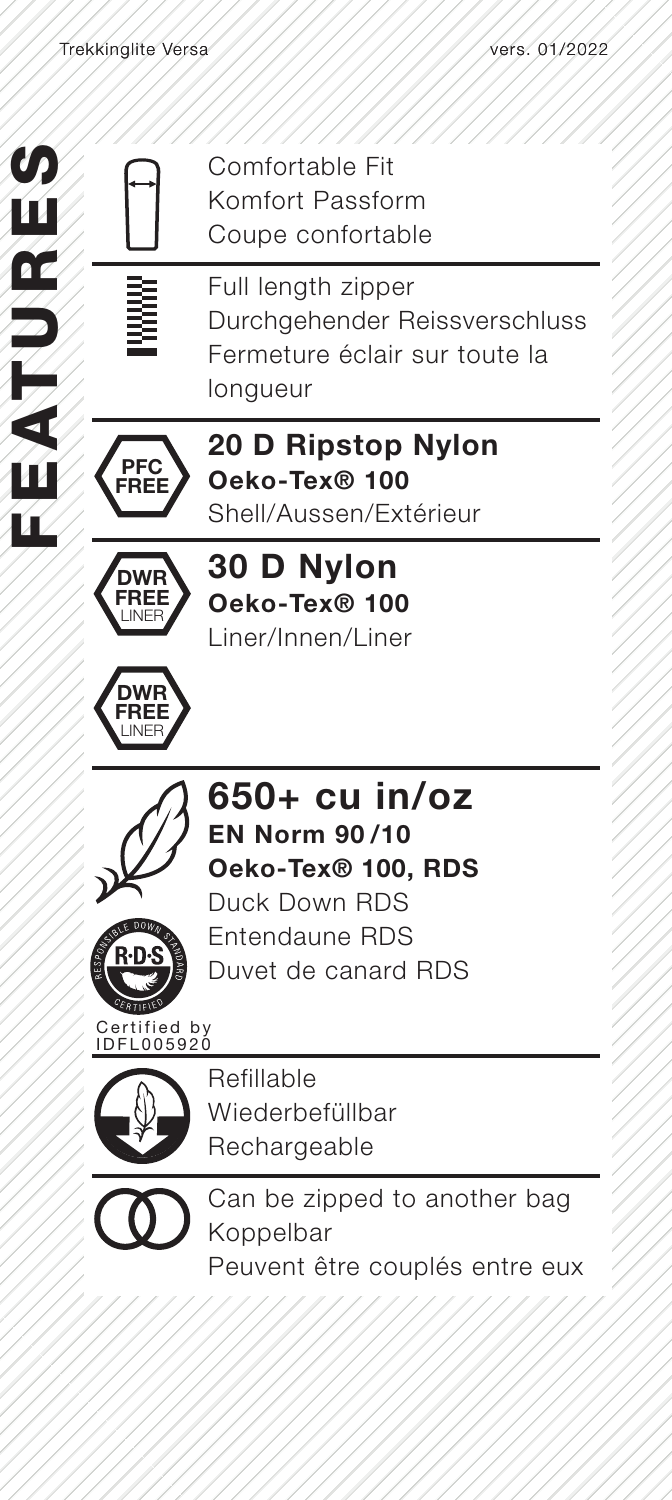# FEATURES

Comfortable Fit
Komfort Passform
Coupe confortable

Full length zipper
Durchgehender Reissverschluss
Fermeture éclair sur toute la longueur

PFC FREE

**20 D Ripstop Nylon**
**Oeko-Tex® 100**
Shell/Aussen/Extérieur

DWR FREE LINER

**30 D Nylon**
**Oeko-Tex® 100**
Liner/Innen/Liner

DWR FREE LINER

**650+ cu in/oz**
**EN Norm 90 /10**
**Oeko-Tex® 100, RDS**
Duck Down RDS
Entendaune RDS
Duvet de canard RDS

RESPONSIBLE DOWN STANDARD R·D·S CERTIFIED

Certified by
IDFL005920

Refillable
Wiederbefüllbar
Rechargeable

Can be zipped to another bag
Koppelbar
Peuvent être couplés entre eux